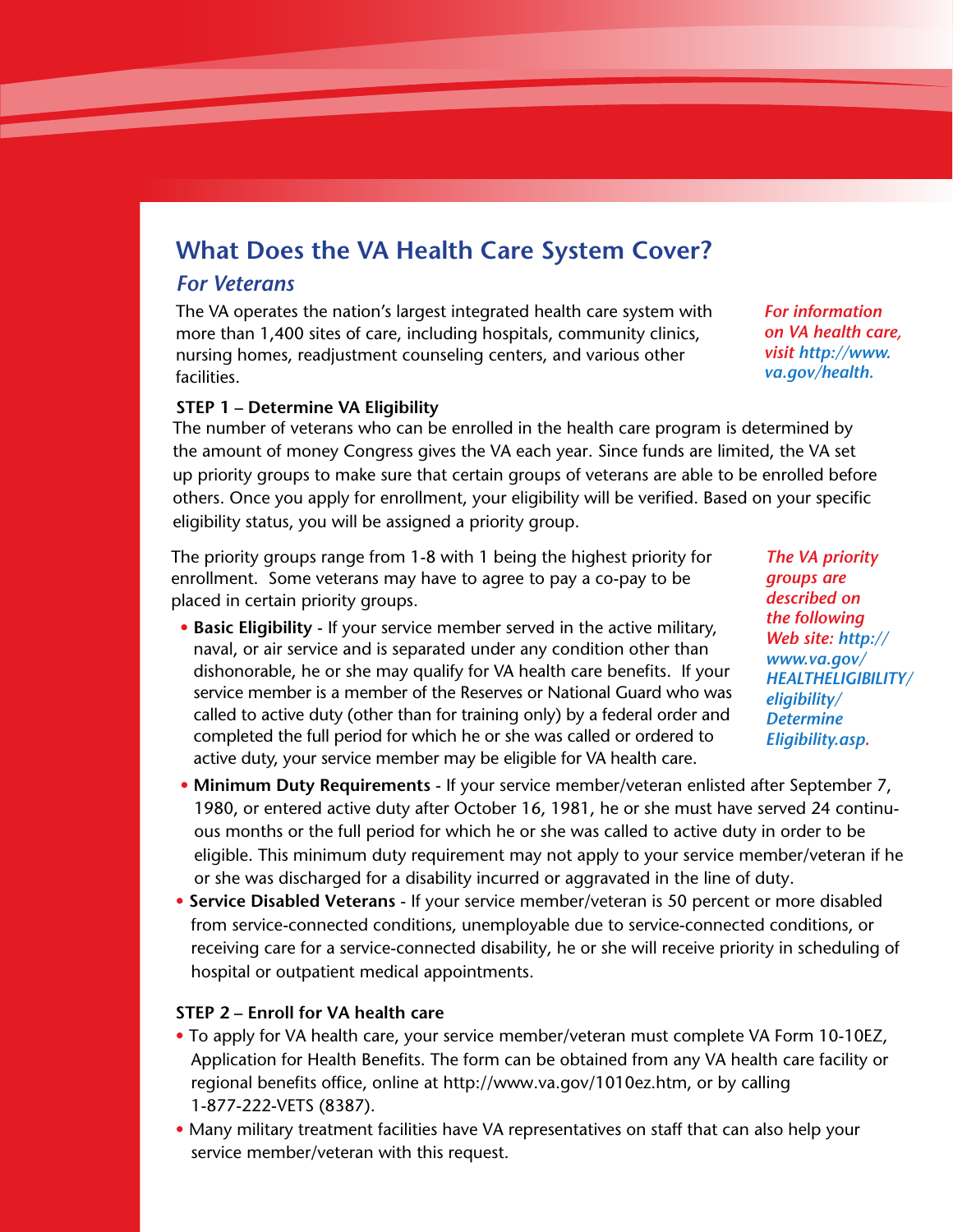# What Does the VA Health Care System Cover?

## *For Veterans*

The VA operates the nation's largest integrated health care system with more than 1,400 sites of care, including hospitals, community clinics, nursing homes, readjustment counseling centers, and various other facilities.

*For information on VA health care, visit http://www.va.gov/health.*

**STEP 1 – Determine VA Eligibility**

The number of veterans who can be enrolled in the health care program is determined by the amount of money Congress gives the VA each year. Since funds are limited, the VA set up priority groups to make sure that certain groups of veterans are able to be enrolled before others. Once you apply for enrollment, your eligibility will be verified. Based on your specific eligibility status, you will be assigned a priority group.

The priority groups range from 1-8 with 1 being the highest priority for enrollment. Some veterans may have to agree to pay a co-pay to be placed in certain priority groups.

*The VA priority groups are described on the following Web site: http://www.va.gov/HEALTHELIGIBILITY/eligibility/DetermineEligibility.asp.*

- **Basic Eligibility** - If your service member served in the active military, naval, or air service and is separated under any condition other than dishonorable, he or she may qualify for VA health care benefits. If your service member is a member of the Reserves or National Guard who was called to active duty (other than for training only) by a federal order and completed the full period for which he or she was called or ordered to active duty, your service member may be eligible for VA health care.
- **Minimum Duty Requirements** - If your service member/veteran enlisted after September 7, 1980, or entered active duty after October 16, 1981, he or she must have served 24 continuous months or the full period for which he or she was called to active duty in order to be eligible. This minimum duty requirement may not apply to your service member/veteran if he or she was discharged for a disability incurred or aggravated in the line of duty.
- **Service Disabled Veterans** - If your service member/veteran is 50 percent or more disabled from service-connected conditions, unemployable due to service-connected conditions, or receiving care for a service-connected disability, he or she will receive priority in scheduling of hospital or outpatient medical appointments.

**STEP 2 – Enroll for VA health care**

- To apply for VA health care, your service member/veteran must complete VA Form 10-10EZ, Application for Health Benefits. The form can be obtained from any VA health care facility or regional benefits office, online at http://www.va.gov/1010ez.htm, or by calling 1-877-222-VETS (8387).
- Many military treatment facilities have VA representatives on staff that can also help your service member/veteran with this request.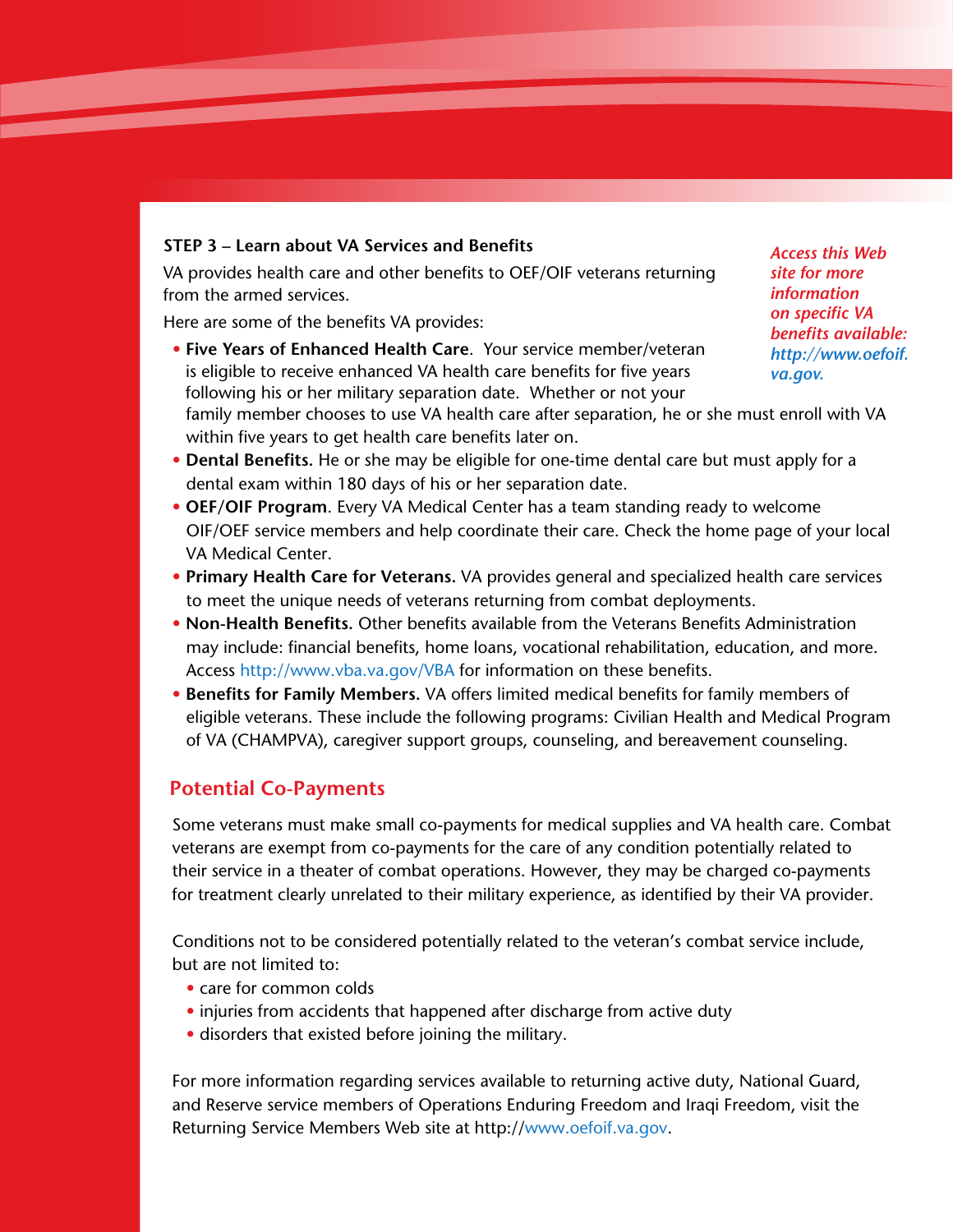**STEP 3 – Learn about VA Services and Benefits**

VA provides health care and other benefits to OEF/OIF veterans returning from the armed services.

Here are some of the benefits VA provides:

- **Five Years of Enhanced Health Care**. Your service member/veteran is eligible to receive enhanced VA health care benefits for five years following his or her military separation date. Whether or not your family member chooses to use VA health care after separation, he or she must enroll with VA within five years to get health care benefits later on.
- **Dental Benefits.** He or she may be eligible for one-time dental care but must apply for a dental exam within 180 days of his or her separation date.
- **OEF/OIF Program**. Every VA Medical Center has a team standing ready to welcome OIF/OEF service members and help coordinate their care. Check the home page of your local VA Medical Center.
- **Primary Health Care for Veterans.** VA provides general and specialized health care services to meet the unique needs of veterans returning from combat deployments.
- **Non-Health Benefits.** Other benefits available from the Veterans Benefits Administration may include: financial benefits, home loans, vocational rehabilitation, education, and more. Access http://www.vba.va.gov/VBA for information on these benefits.
- **Benefits for Family Members.** VA offers limited medical benefits for family members of eligible veterans. These include the following programs: Civilian Health and Medical Program of VA (CHAMPVA), caregiver support groups, counseling, and bereavement counseling.

***Access this Web site for more information on specific VA benefits available: http://www.oefoif.va.gov.***

## Potential Co-Payments

Some veterans must make small co-payments for medical supplies and VA health care. Combat veterans are exempt from co-payments for the care of any condition potentially related to their service in a theater of combat operations. However, they may be charged co-payments for treatment clearly unrelated to their military experience, as identified by their VA provider.

Conditions not to be considered potentially related to the veteran's combat service include, but are not limited to:

- care for common colds
- injuries from accidents that happened after discharge from active duty
- disorders that existed before joining the military.

For more information regarding services available to returning active duty, National Guard, and Reserve service members of Operations Enduring Freedom and Iraqi Freedom, visit the Returning Service Members Web site at http://www.oefoif.va.gov.